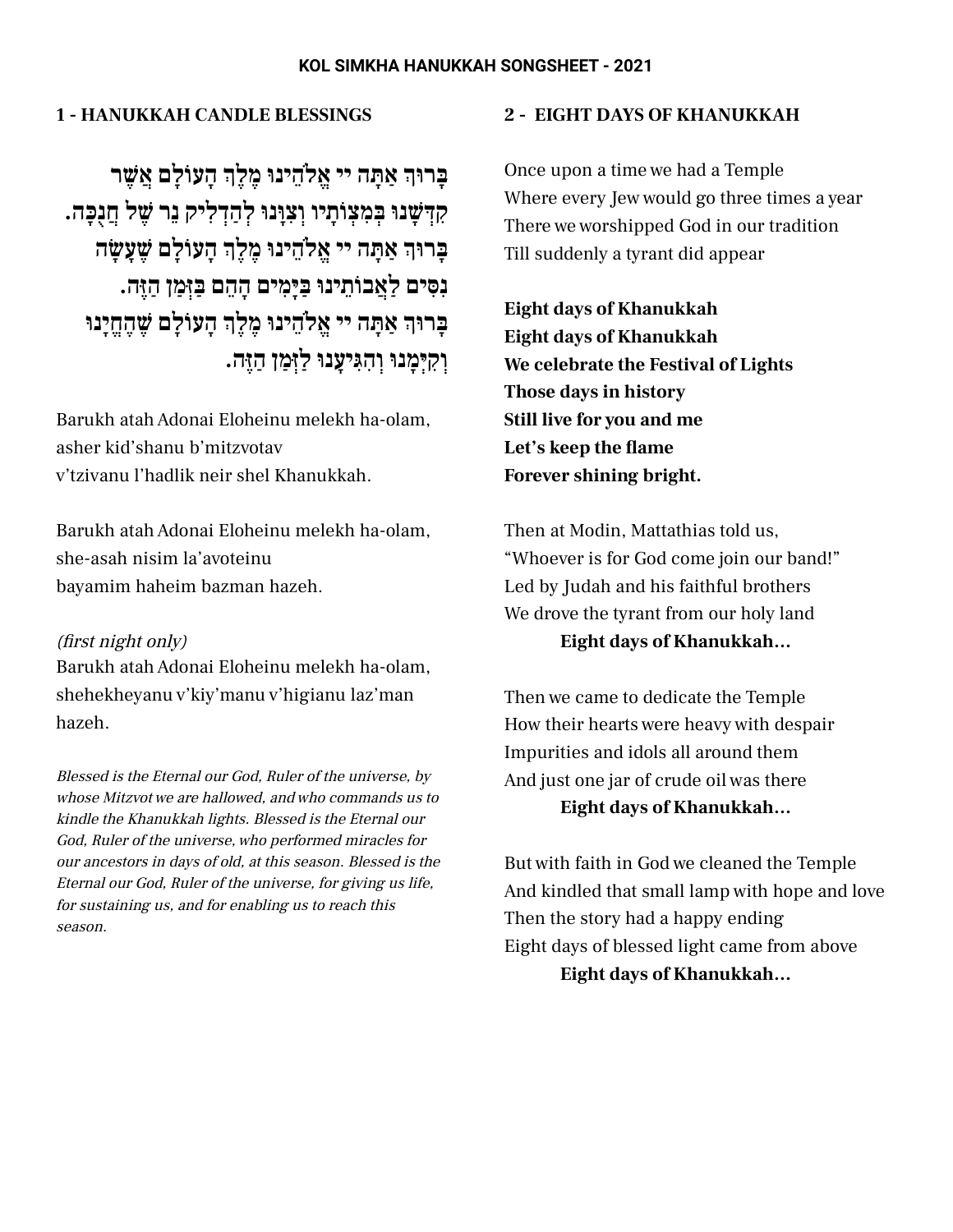# KOL SIMKHA HANUKKAH SONGSHEET - 2021

## 1 - HANUKKAH CANDLE BLESSINGS

**בָּרוּךְ אַתָּה יי אֱלֹהֵינוּ מֶלֶךְ הָעוֹלָם אֲשֶׁר קִדְּשָׁנוּ בְּמִצְוֹתָיו וְצִוָּנוּ לְהַדְלִיק נֵר שֶׁל חֲנֻכָּה. בָּרוּךְ אַתָּה יי אֱלֹהֵינוּ מֶלֶךְ הָעוֹלָם שֶׁעָשָׂה נִסִּים לַאֲבוֹתֵינוּ בַּיָּמִים הָהֵם בַּזְּמַן הַזֶּה. בָּרוּךְ אַתָּה יי אֱלֹהֵינוּ מֶלֶךְ הָעוֹלָם שֶׁהֶחֱיָנוּ וְקִיְּמָנוּ וְהִגִּיעָנוּ לַזְּמַן הַזֶּה.**

Barukh atah Adonai Eloheinu melekh ha-olam,
asher kid'shanu b'mitzvotav
v'tzivanu l'hadlik neir shel Khanukkah.

Barukh atah Adonai Eloheinu melekh ha-olam,
she-asah nisim la'avoteinu
bayamim haheim bazman hazeh.

*(first night only)*
Barukh atah Adonai Eloheinu melekh ha-olam,
shehekheyanu v'kiy'manu v'higianu laz'man hazeh.

*Blessed is the Eternal our God, Ruler of the universe, by whose Mitzvot we are hallowed, and who commands us to kindle the Khanukkah lights. Blessed is the Eternal our God, Ruler of the universe, who performed miracles for our ancestors in days of old, at this season. Blessed is the Eternal our God, Ruler of the universe, for giving us life, for sustaining us, and for enabling us to reach this season.*

## 2 - EIGHT DAYS OF KHANUKKAH

Once upon a time we had a Temple
Where every Jew would go three times a year
There we worshipped God in our tradition
Till suddenly a tyrant did appear

**Eight days of Khanukkah**
**Eight days of Khanukkah**
**We celebrate the Festival of Lights**
**Those days in history**
**Still live for you and me**
**Let's keep the flame**
**Forever shining bright.**

Then at Modin, Mattathias told us,
"Whoever is for God come join our band!"
Led by Judah and his faithful brothers
We drove the tyrant from our holy land
**Eight days of Khanukkah…**

Then we came to dedicate the Temple
How their hearts were heavy with despair
Impurities and idols all around them
And just one jar of crude oil was there
**Eight days of Khanukkah…**

But with faith in God we cleaned the Temple
And kindled that small lamp with hope and love
Then the story had a happy ending
Eight days of blessed light came from above
**Eight days of Khanukkah…**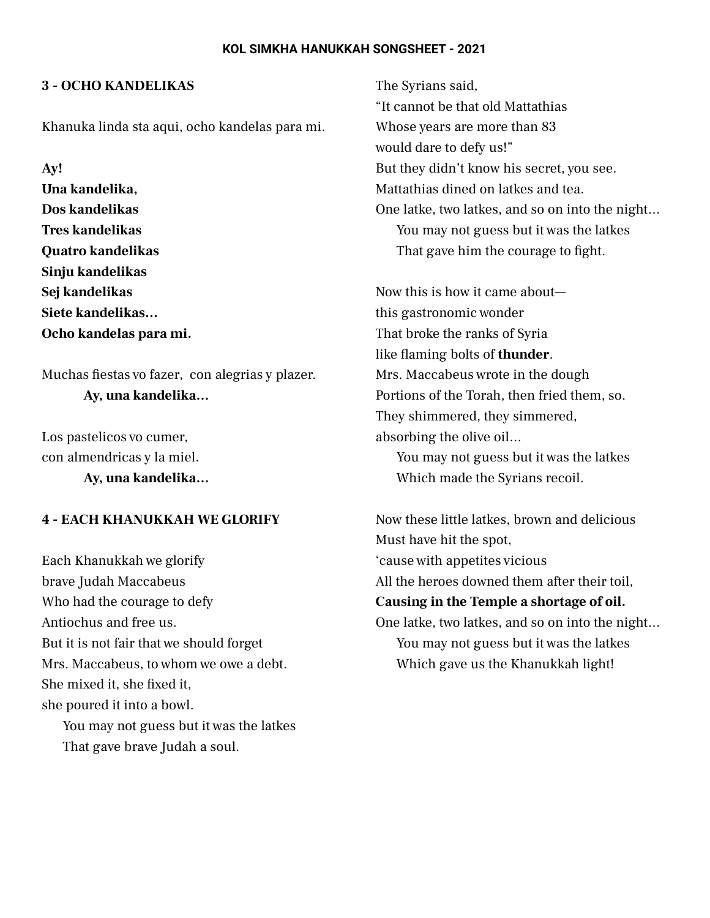**KOL SIMKHA HANUKKAH SONGSHEET - 2021**

### 3 - OCHO KANDELIKAS

Khanuka linda sta aqui, ocho kandelas para mi.

**Ay!**
**Una kandelika,**
**Dos kandelikas**
**Tres kandelikas**
**Quatro kandelikas**
**Sinju kandelikas**
**Sej kandelikas**
**Siete kandelikas…**
**Ocho kandelas para mi.**

Muchas fiestas vo fazer, con alegrias y plazer.
**Ay, una kandelika…**

Los pastelicos vo cumer,
con almendricas y la miel.
**Ay, una kandelika…**

### 4 - EACH KHANUKKAH WE GLORIFY

Each Khanukkah we glorify
brave Judah Maccabeus
Who had the courage to defy
Antiochus and free us.
But it is not fair that we should forget
Mrs. Maccabeus, to whom we owe a debt.
She mixed it, she fixed it,
she poured it into a bowl.
You may not guess but it was the latkes
That gave brave Judah a soul.

The Syrians said,
"It cannot be that old Mattathias
Whose years are more than 83
would dare to defy us!"
But they didn't know his secret, you see.
Mattathias dined on latkes and tea.
One latke, two latkes, and so on into the night…
You may not guess but it was the latkes
That gave him the courage to fight.

Now this is how it came about—
this gastronomic wonder
That broke the ranks of Syria
like flaming bolts of **thunder**.
Mrs. Maccabeus wrote in the dough
Portions of the Torah, then fried them, so.
They shimmered, they simmered,
absorbing the olive oil…
You may not guess but it was the latkes
Which made the Syrians recoil.

Now these little latkes, brown and delicious
Must have hit the spot,
'cause with appetites vicious
All the heroes downed them after their toil,
**Causing in the Temple a shortage of oil.**
One latke, two latkes, and so on into the night…
You may not guess but it was the latkes
Which gave us the Khanukkah light!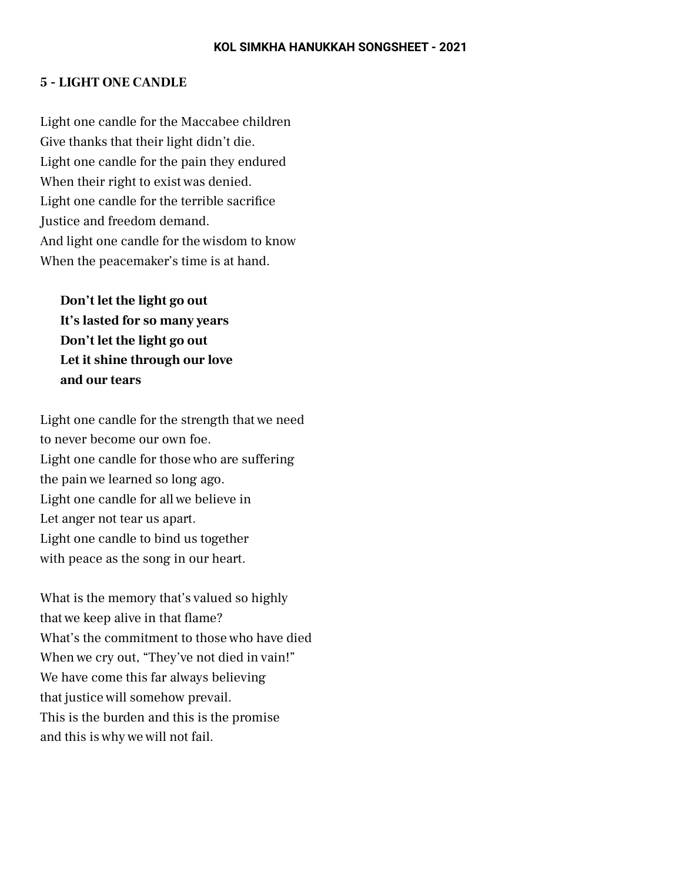## 5 - LIGHT ONE CANDLE

Light one candle for the Maccabee children
Give thanks that their light didn't die.
Light one candle for the pain they endured
When their right to exist was denied.
Light one candle for the terrible sacrifice
Justice and freedom demand.
And light one candle for the wisdom to know
When the peacemaker's time is at hand.

**Don't let the light go out**
**It's lasted for so many years**
**Don't let the light go out**
**Let it shine through our love**
**and our tears**

Light one candle for the strength that we need
to never become our own foe.
Light one candle for those who are suffering
the pain we learned so long ago.
Light one candle for all we believe in
Let anger not tear us apart.
Light one candle to bind us together
with peace as the song in our heart.

What is the memory that's valued so highly
that we keep alive in that flame?
What's the commitment to those who have died
When we cry out, "They've not died in vain!"
We have come this far always believing
that justice will somehow prevail.
This is the burden and this is the promise
and this is why we will not fail.